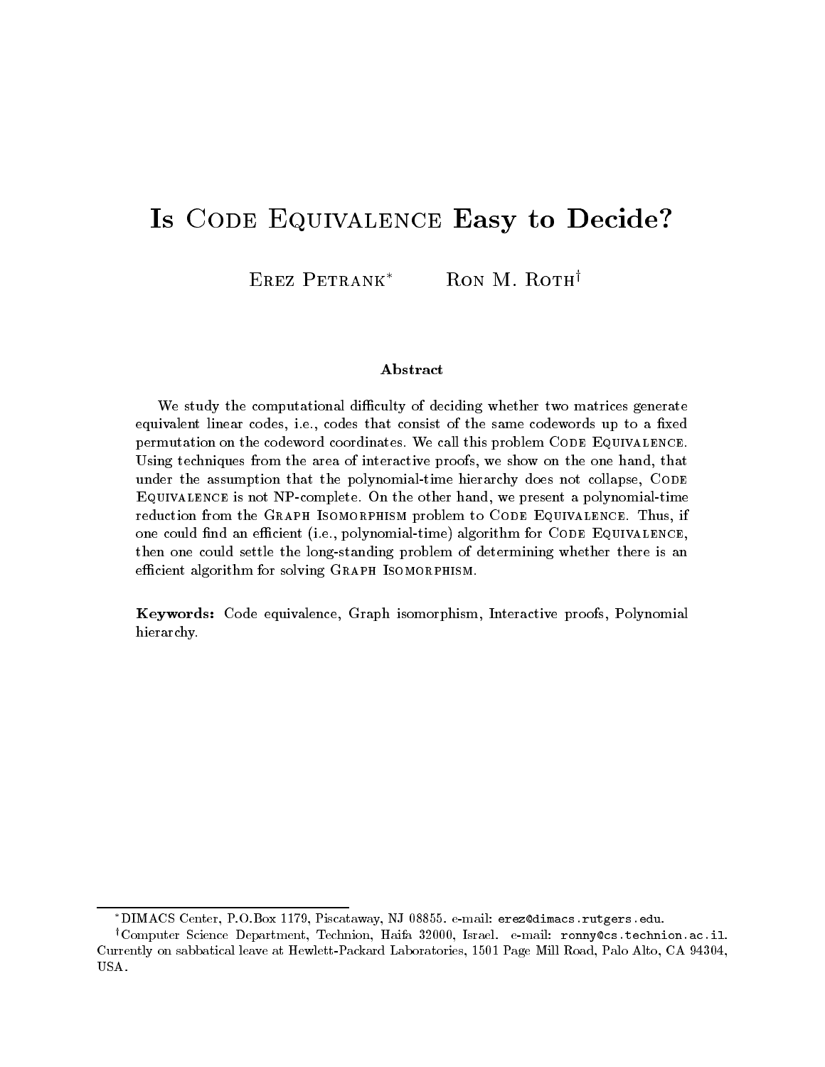# Is Code Equivalence Easy to Decide?

Erez Petrank[*] Ron M. Roth[†]

### Abstract

We study the computational difficulty of deciding whether two matrices generate equivalent linear codes, i.e., codes that consist of the same codewords up to a fixed permutation on the codeword coordinates. We call this problem Code Equivalence. Using techniques from the area of interactive proofs, we show on the one hand, that under the assumption that the polynomial-time hierarchy does not collapse, Code Equivalence is not NP-complete. On the other hand, we present a polynomial-time reduction from the Graph Isomorphism problem to Code Equivalence. Thus, if one could find an efficient (i.e., polynomial-time) algorithm for Code Equivalence, then one could settle the long-standing problem of determining whether there is an efficient algorithm for solving Graph Isomorphism.

**Keywords:** Code equivalence, Graph isomorphism, Interactive proofs, Polynomial hierarchy.

---

[*] DIMACS Center, P.O.Box 1179, Piscataway, NJ 08855. e-mail: `erez@dimacs.rutgers.edu`.

[†] Computer Science Department, Technion, Haifa 32000, Israel. e-mail: `ronny@cs.technion.ac.il`. Currently on sabbatical leave at Hewlett-Packard Laboratories, 1501 Page Mill Road, Palo Alto, CA 94304, USA.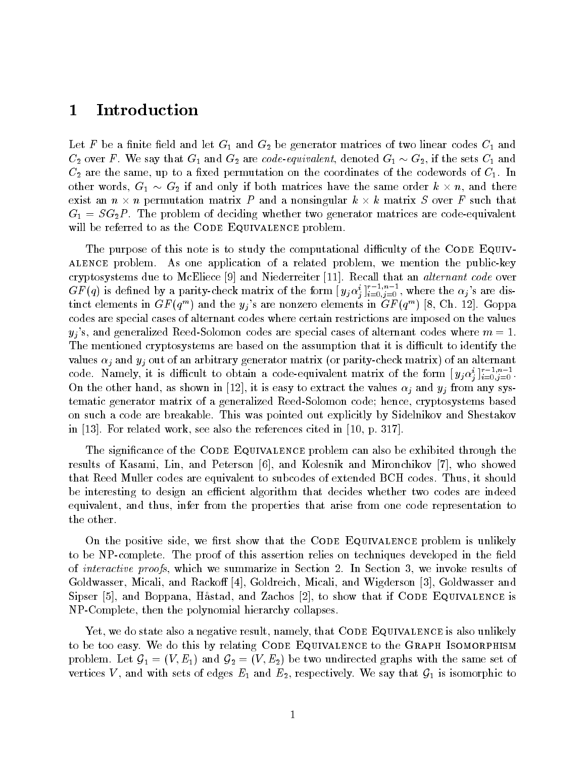# 1 Introduction

Let $F$ be a finite field and let $G_1$ and $G_2$ be generator matrices of two linear codes $C_1$ and $C_2$ over $F$. We say that $G_1$ and $G_2$ are *code-equivalent*, denoted $G_1 \sim G_2$, if the sets $C_1$ and $C_2$ are the same, up to a fixed permutation on the coordinates of the codewords of $C_1$. In other words, $G_1 \sim G_2$ if and only if both matrices have the same order $k \times n$, and there exist an $n \times n$ permutation matrix $P$ and a nonsingular $k \times k$ matrix $S$ over $F$ such that $G_1 = SG_2P$. The problem of deciding whether two generator matrices are code-equivalent will be referred to as the Code Equivalence problem.

The purpose of this note is to study the computational difficulty of the Code Equivalence problem. As one application of a related problem, we mention the public-key cryptosystems due to McEliece [9] and Niederreiter [11]. Recall that an *alternant code* over $GF(q)$ is defined by a parity-check matrix of the form $[\, y_j \alpha_j^i \,]_{i=0,j=0}^{r-1,n-1}$, where the $\alpha_j$'s are distinct elements in $GF(q^m)$ and the $y_j$'s are nonzero elements in $GF(q^m)$ [8, Ch. 12]. Goppa codes are special cases of alternant codes where certain restrictions are imposed on the values $y_j$'s, and generalized Reed-Solomon codes are special cases of alternant codes where $m = 1$. The mentioned cryptosystems are based on the assumption that it is difficult to identify the values $\alpha_j$ and $y_j$ out of an arbitrary generator matrix (or parity-check matrix) of an alternant code. Namely, it is difficult to obtain a code-equivalent matrix of the form $[\, y_j \alpha_j^i \,]_{i=0,j=0}^{r-1,n-1}$. On the other hand, as shown in [12], it is easy to extract the values $\alpha_j$ and $y_j$ from any systematic generator matrix of a generalized Reed-Solomon code; hence, cryptosystems based on such a code are breakable. This was pointed out explicitly by Sidelnikov and Shestakov in [13]. For related work, see also the references cited in [10, p. 317].

The significance of the Code Equivalence problem can also be exhibited through the results of Kasami, Lin, and Peterson [6], and Kolesnik and Mironchikov [7], who showed that Reed Muller codes are equivalent to subcodes of extended BCH codes. Thus, it should be interesting to design an efficient algorithm that decides whether two codes are indeed equivalent, and thus, infer from the properties that arise from one code representation to the other.

On the positive side, we first show that the Code Equivalence problem is unlikely to be NP-complete. The proof of this assertion relies on techniques developed in the field of *interactive proofs*, which we summarize in Section 2. In Section 3, we invoke results of Goldwasser, Micali, and Rackoff [4], Goldreich, Micali, and Wigderson [3], Goldwasser and Sipser [5], and Boppana, Håstad, and Zachos [2], to show that if Code Equivalence is NP-Complete, then the polynomial hierarchy collapses.

Yet, we do state also a negative result, namely, that Code Equivalence is also unlikely to be too easy. We do this by relating Code Equivalence to the Graph Isomorphism problem. Let $\mathcal{G}_1 = (V, E_1)$ and $\mathcal{G}_2 = (V, E_2)$ be two undirected graphs with the same set of vertices $V$, and with sets of edges $E_1$ and $E_2$, respectively. We say that $\mathcal{G}_1$ is isomorphic to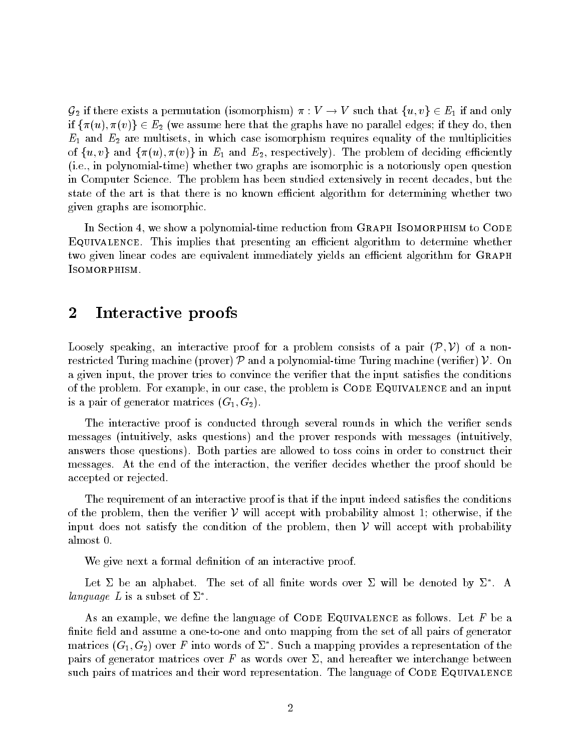$\mathcal{G}_2$ if there exists a permutation (isomorphism) $\pi : V \to V$ such that $\{u, v\} \in E_1$ if and only if $\{\pi(u), \pi(v)\} \in E_2$ (we assume here that the graphs have no parallel edges; if they do, then $E_1$ and $E_2$ are multisets, in which case isomorphism requires equality of the multiplicities of $\{u, v\}$ and $\{\pi(u), \pi(v)\}$ in $E_1$ and $E_2$, respectively). The problem of deciding efficiently (i.e., in polynomial-time) whether two graphs are isomorphic is a notoriously open question in Computer Science. The problem has been studied extensively in recent decades, but the state of the art is that there is no known efficient algorithm for determining whether two given graphs are isomorphic.

In Section 4, we show a polynomial-time reduction from Graph Isomorphism to Code Equivalence. This implies that presenting an efficient algorithm to determine whether two given linear codes are equivalent immediately yields an efficient algorithm for Graph Isomorphism.

## 2 Interactive proofs

Loosely speaking, an interactive proof for a problem consists of a pair $(\mathcal{P}, \mathcal{V})$ of a non-restricted Turing machine (prover) $\mathcal{P}$ and a polynomial-time Turing machine (verifier) $\mathcal{V}$. On a given input, the prover tries to convince the verifier that the input satisfies the conditions of the problem. For example, in our case, the problem is Code Equivalence and an input is a pair of generator matrices $(G_1, G_2)$.

The interactive proof is conducted through several rounds in which the verifier sends messages (intuitively, asks questions) and the prover responds with messages (intuitively, answers those questions). Both parties are allowed to toss coins in order to construct their messages. At the end of the interaction, the verifier decides whether the proof should be accepted or rejected.

The requirement of an interactive proof is that if the input indeed satisfies the conditions of the problem, then the verifier $\mathcal{V}$ will accept with probability almost 1; otherwise, if the input does not satisfy the condition of the problem, then $\mathcal{V}$ will accept with probability almost 0.

We give next a formal definition of an interactive proof.

Let $\Sigma$ be an alphabet. The set of all finite words over $\Sigma$ will be denoted by $\Sigma^*$. A *language* $L$ is a subset of $\Sigma^*$.

As an example, we define the language of Code Equivalence as follows. Let $F$ be a finite field and assume a one-to-one and onto mapping from the set of all pairs of generator matrices $(G_1, G_2)$ over $F$ into words of $\Sigma^*$. Such a mapping provides a representation of the pairs of generator matrices over $F$ as words over $\Sigma$, and hereafter we interchange between such pairs of matrices and their word representation. The language of Code Equivalence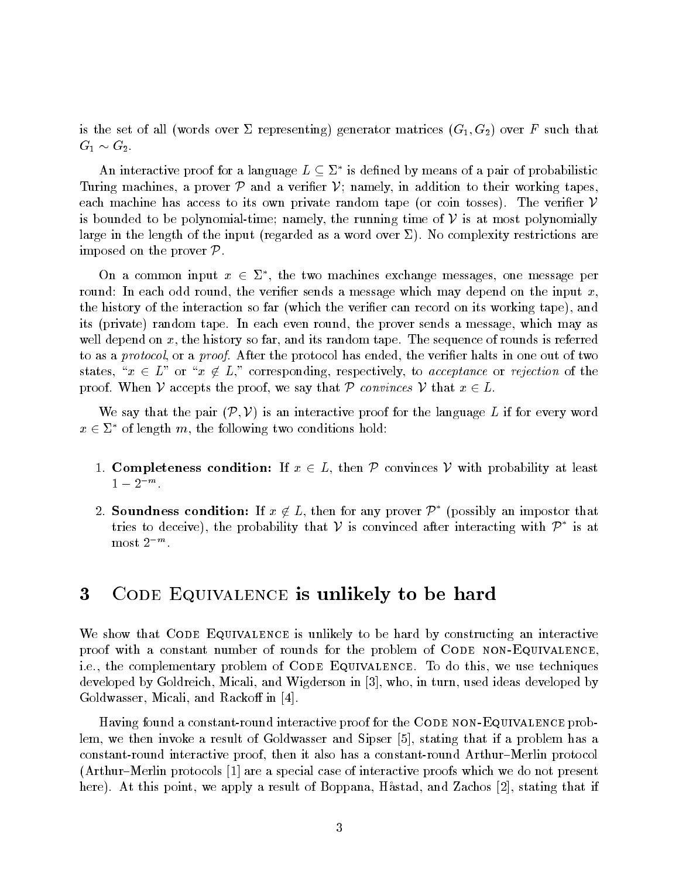is the set of all (words over $\Sigma$ representing) generator matrices $(G_1, G_2)$ over $F$ such that $G_1 \sim G_2$.

An interactive proof for a language $L \subseteq \Sigma^*$ is defined by means of a pair of probabilistic Turing machines, a prover $\mathcal{P}$ and a verifier $\mathcal{V}$; namely, in addition to their working tapes, each machine has access to its own private random tape (or coin tosses). The verifier $\mathcal{V}$ is bounded to be polynomial-time; namely, the running time of $\mathcal{V}$ is at most polynomially large in the length of the input (regarded as a word over $\Sigma$). No complexity restrictions are imposed on the prover $\mathcal{P}$.

On a common input $x \in \Sigma^*$, the two machines exchange messages, one message per round: In each odd round, the verifier sends a message which may depend on the input $x$, the history of the interaction so far (which the verifier can record on its working tape), and its (private) random tape. In each even round, the prover sends a message, which may as well depend on $x$, the history so far, and its random tape. The sequence of rounds is referred to as a *protocol*, or a *proof*. After the protocol has ended, the verifier halts in one out of two states, "$x \in L$" or "$x \notin L$," corresponding, respectively, to *acceptance* or *rejection* of the proof. When $\mathcal{V}$ accepts the proof, we say that $\mathcal{P}$ *convinces* $\mathcal{V}$ that $x \in L$.

We say that the pair $(\mathcal{P}, \mathcal{V})$ is an interactive proof for the language $L$ if for every word $x \in \Sigma^*$ of length $m$, the following two conditions hold:

1. **Completeness condition:** If $x \in L$, then $\mathcal{P}$ convinces $\mathcal{V}$ with probability at least $1 - 2^{-m}$.

2. **Soundness condition:** If $x \notin L$, then for any prover $\mathcal{P}^*$ (possibly an impostor that tries to deceive), the probability that $\mathcal{V}$ is convinced after interacting with $\mathcal{P}^*$ is at most $2^{-m}$.

## 3 Code Equivalence is unlikely to be hard

We show that Code Equivalence is unlikely to be hard by constructing an interactive proof with a constant number of rounds for the problem of Code non-Equivalence, i.e., the complementary problem of Code Equivalence. To do this, we use techniques developed by Goldreich, Micali, and Wigderson in [3], who, in turn, used ideas developed by Goldwasser, Micali, and Rackoff in [4].

Having found a constant-round interactive proof for the Code non-Equivalence problem, we then invoke a result of Goldwasser and Sipser [5], stating that if a problem has a constant-round interactive proof, then it also has a constant-round Arthur–Merlin protocol (Arthur–Merlin protocols [1] are a special case of interactive proofs which we do not present here). At this point, we apply a result of Boppana, Håstad, and Zachos [2], stating that if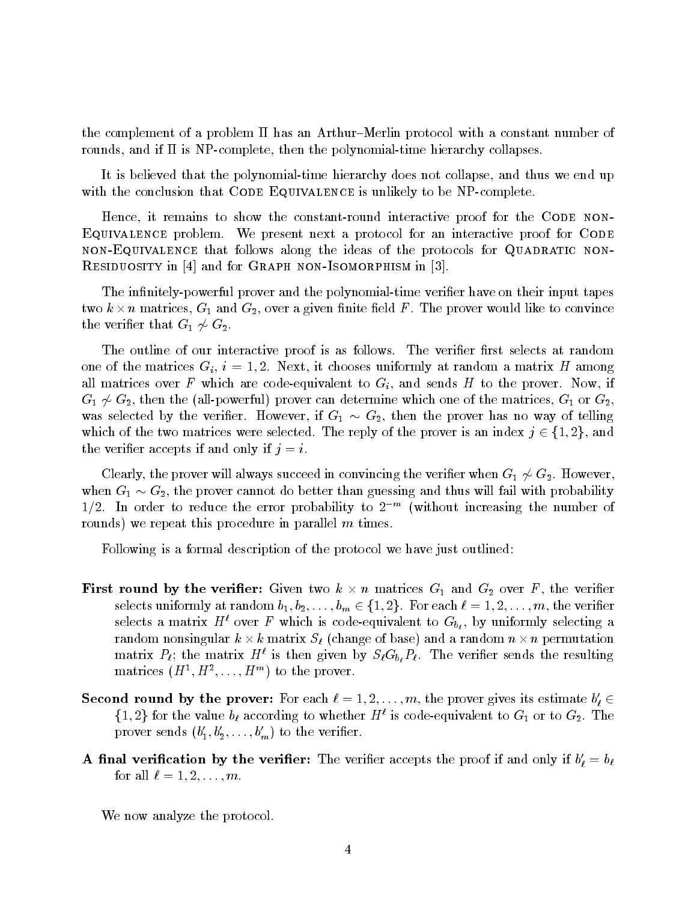the complement of a problem Π has an Arthur–Merlin protocol with a constant number of rounds, and if Π is NP-complete, then the polynomial-time hierarchy collapses.

It is believed that the polynomial-time hierarchy does not collapse, and thus we end up with the conclusion that CODE EQUIVALENCE is unlikely to be NP-complete.

Hence, it remains to show the constant-round interactive proof for the CODE NON-EQUIVALENCE problem. We present next a protocol for an interactive proof for CODE NON-EQUIVALENCE that follows along the ideas of the protocols for QUADRATIC NON-RESIDUOSITY in [4] and for GRAPH NON-ISOMORPHISM in [3].

The infinitely-powerful prover and the polynomial-time verifier have on their input tapes two $k \times n$ matrices, $G_1$ and $G_2$, over a given finite field $F$. The prover would like to convince the verifier that $G_1 \not\sim G_2$.

The outline of our interactive proof is as follows. The verifier first selects at random one of the matrices $G_i$, $i = 1, 2$. Next, it chooses uniformly at random a matrix $H$ among all matrices over $F$ which are code-equivalent to $G_i$, and sends $H$ to the prover. Now, if $G_1 \not\sim G_2$, then the (all-powerful) prover can determine which one of the matrices, $G_1$ or $G_2$, was selected by the verifier. However, if $G_1 \sim G_2$, then the prover has no way of telling which of the two matrices were selected. The reply of the prover is an index $j \in \{1, 2\}$, and the verifier accepts if and only if $j = i$.

Clearly, the prover will always succeed in convincing the verifier when $G_1 \not\sim G_2$. However, when $G_1 \sim G_2$, the prover cannot do better than guessing and thus will fail with probability $1/2$. In order to reduce the error probability to $2^{-m}$ (without increasing the number of rounds) we repeat this procedure in parallel $m$ times.

Following is a formal description of the protocol we have just outlined:

**First round by the verifier:** Given two $k \times n$ matrices $G_1$ and $G_2$ over $F$, the verifier selects uniformly at random $b_1, b_2, \ldots, b_m \in \{1, 2\}$. For each $\ell = 1, 2, \ldots, m$, the verifier selects a matrix $H^\ell$ over $F$ which is code-equivalent to $G_{b_\ell}$, by uniformly selecting a random nonsingular $k \times k$ matrix $S_\ell$ (change of base) and a random $n \times n$ permutation matrix $P_\ell$; the matrix $H^\ell$ is then given by $S_\ell G_{b_\ell} P_\ell$. The verifier sends the resulting matrices $(H^1, H^2, \ldots, H^m)$ to the prover.

**Second round by the prover:** For each $\ell = 1, 2, \ldots, m$, the prover gives its estimate $b'_\ell \in \{1, 2\}$ for the value $b_\ell$ according to whether $H^\ell$ is code-equivalent to $G_1$ or to $G_2$. The prover sends $(b'_1, b'_2, \ldots, b'_m)$ to the verifier.

**A final verification by the verifier:** The verifier accepts the proof if and only if $b'_\ell = b_\ell$ for all $\ell = 1, 2, \ldots, m$.

We now analyze the protocol.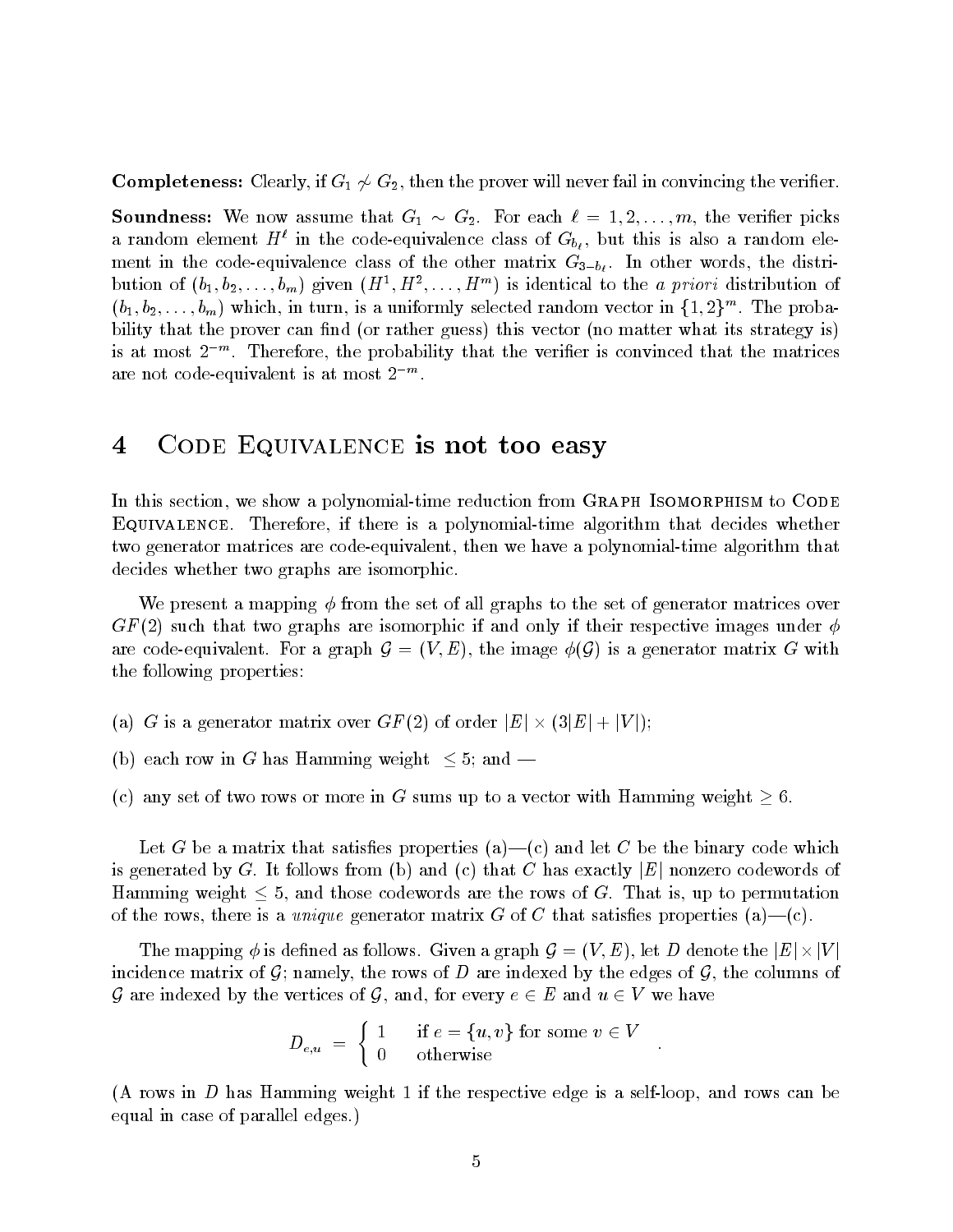**Completeness:** Clearly, if $G_1 \not\sim G_2$, then the prover will never fail in convincing the verifier.

**Soundness:** We now assume that $G_1 \sim G_2$. For each $\ell = 1, 2, \ldots, m$, the verifier picks a random element $H^\ell$ in the code-equivalence class of $G_{b_\ell}$, but this is also a random element in the code-equivalence class of the other matrix $G_{3-b_\ell}$. In other words, the distribution of $(b_1, b_2, \ldots, b_m)$ given $(H^1, H^2, \ldots, H^m)$ is identical to the *a priori* distribution of $(b_1, b_2, \ldots, b_m)$ which, in turn, is a uniformly selected random vector in $\{1, 2\}^m$. The probability that the prover can find (or rather guess) this vector (no matter what its strategy is) is at most $2^{-m}$. Therefore, the probability that the verifier is convinced that the matrices are not code-equivalent is at most $2^{-m}$.

# 4 Code Equivalence is not too easy

In this section, we show a polynomial-time reduction from Graph Isomorphism to Code Equivalence. Therefore, if there is a polynomial-time algorithm that decides whether two generator matrices are code-equivalent, then we have a polynomial-time algorithm that decides whether two graphs are isomorphic.

We present a mapping $\phi$ from the set of all graphs to the set of generator matrices over $GF(2)$ such that two graphs are isomorphic if and only if their respective images under $\phi$ are code-equivalent. For a graph $\mathcal{G} = (V, E)$, the image $\phi(\mathcal{G})$ is a generator matrix $G$ with the following properties:

(a) $G$ is a generator matrix over $GF(2)$ of order $|E| \times (3|E| + |V|)$;

(b) each row in $G$ has Hamming weight $\leq 5$; and —

(c) any set of two rows or more in $G$ sums up to a vector with Hamming weight $\geq 6$.

Let $G$ be a matrix that satisfies properties (a)—(c) and let $C$ be the binary code which is generated by $G$. It follows from (b) and (c) that $C$ has exactly $|E|$ nonzero codewords of Hamming weight $\leq 5$, and those codewords are the rows of $G$. That is, up to permutation of the rows, there is a *unique* generator matrix $G$ of $C$ that satisfies properties (a)—(c).

The mapping $\phi$ is defined as follows. Given a graph $\mathcal{G} = (V, E)$, let $D$ denote the $|E| \times |V|$ incidence matrix of $\mathcal{G}$; namely, the rows of $D$ are indexed by the edges of $\mathcal{G}$, the columns of $\mathcal{G}$ are indexed by the vertices of $\mathcal{G}$, and, for every $e \in E$ and $u \in V$ we have

$$D_{e,u} = \begin{cases} 1 & \text{if } e = \{u, v\} \text{ for some } v \in V \\ 0 & \text{otherwise} \end{cases} .$$

(A rows in $D$ has Hamming weight 1 if the respective edge is a self-loop, and rows can be equal in case of parallel edges.)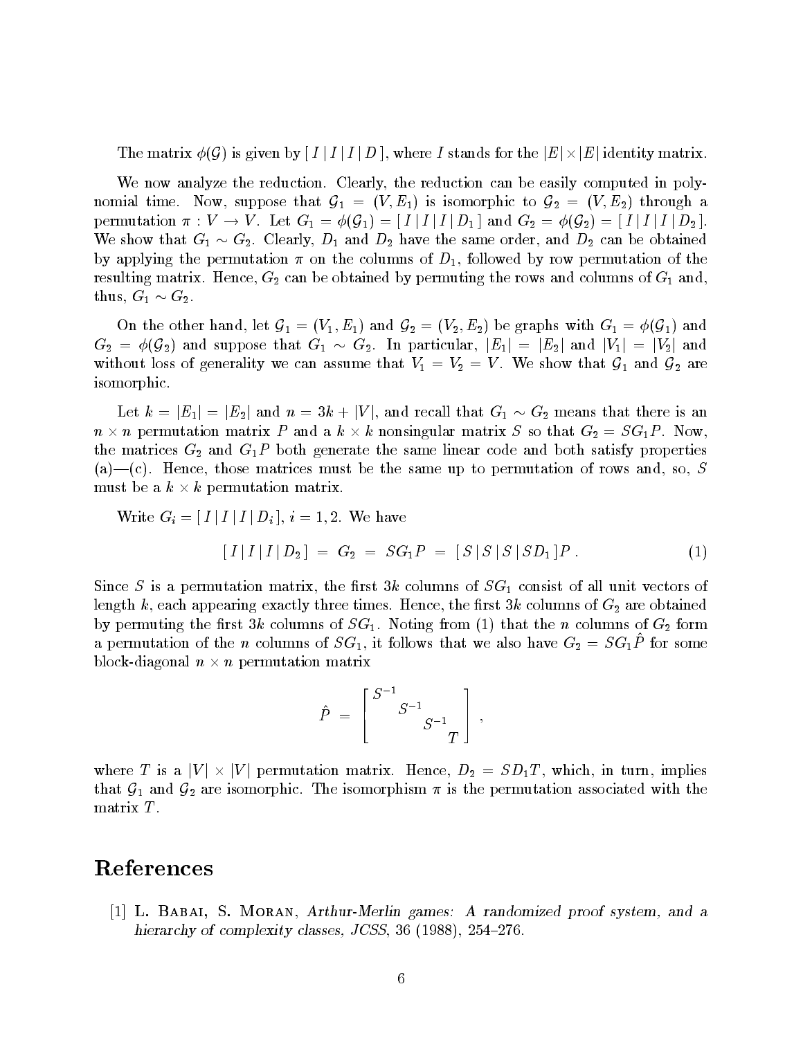The matrix $\phi(\mathcal{G})$ is given by $[\, I \,|\, I \,|\, I \,|\, D \,]$, where $I$ stands for the $|E| \times |E|$ identity matrix.

We now analyze the reduction. Clearly, the reduction can be easily computed in polynomial time. Now, suppose that $\mathcal{G}_1 = (V, E_1)$ is isomorphic to $\mathcal{G}_2 = (V, E_2)$ through a permutation $\pi : V \to V$. Let $G_1 = \phi(\mathcal{G}_1) = [\, I \,|\, I \,|\, I \,|\, D_1 \,]$ and $G_2 = \phi(\mathcal{G}_2) = [\, I \,|\, I \,|\, I \,|\, D_2 \,]$. We show that $G_1 \sim G_2$. Clearly, $D_1$ and $D_2$ have the same order, and $D_2$ can be obtained by applying the permutation $\pi$ on the columns of $D_1$, followed by row permutation of the resulting matrix. Hence, $G_2$ can be obtained by permuting the rows and columns of $G_1$ and, thus, $G_1 \sim G_2$.

On the other hand, let $\mathcal{G}_1 = (V_1, E_1)$ and $\mathcal{G}_2 = (V_2, E_2)$ be graphs with $G_1 = \phi(\mathcal{G}_1)$ and $G_2 = \phi(\mathcal{G}_2)$ and suppose that $G_1 \sim G_2$. In particular, $|E_1| = |E_2|$ and $|V_1| = |V_2|$ and without loss of generality we can assume that $V_1 = V_2 = V$. We show that $\mathcal{G}_1$ and $\mathcal{G}_2$ are isomorphic.

Let $k = |E_1| = |E_2|$ and $n = 3k + |V|$, and recall that $G_1 \sim G_2$ means that there is an $n \times n$ permutation matrix $P$ and a $k \times k$ nonsingular matrix $S$ so that $G_2 = SG_1P$. Now, the matrices $G_2$ and $G_1P$ both generate the same linear code and both satisfy properties (a)—(c). Hence, those matrices must be the same up to permutation of rows and, so, $S$ must be a $k \times k$ permutation matrix.

Write $G_i = [\, I \,|\, I \,|\, I \,|\, D_i \,]$, $i = 1, 2$. We have

$$[\, I \,|\, I \,|\, I \,|\, D_2 \,] \;=\; G_2 \;=\; SG_1P \;=\; [\, S \,|\, S \,|\, S \,|\, SD_1 \,]P \,. \tag{1}$$

Since $S$ is a permutation matrix, the first $3k$ columns of $SG_1$ consist of all unit vectors of length $k$, each appearing exactly three times. Hence, the first $3k$ columns of $G_2$ are obtained by permuting the first $3k$ columns of $SG_1$. Noting from (1) that the $n$ columns of $G_2$ form a permutation of the $n$ columns of $SG_1$, it follows that we also have $G_2 = SG_1\hat{P}$ for some block-diagonal $n \times n$ permutation matrix

$$\hat{P} \;=\; \begin{bmatrix} S^{-1} & & & \\ & S^{-1} & & \\ & & S^{-1} & \\ & & & T \end{bmatrix} ,$$

where $T$ is a $|V| \times |V|$ permutation matrix. Hence, $D_2 = SD_1T$, which, in turn, implies that $\mathcal{G}_1$ and $\mathcal{G}_2$ are isomorphic. The isomorphism $\pi$ is the permutation associated with the matrix $T$.

# References

[1] L. Babai, S. Moran, *Arthur-Merlin games: A randomized proof system, and a hierarchy of complexity classes, JCSS*, 36 (1988), 254–276.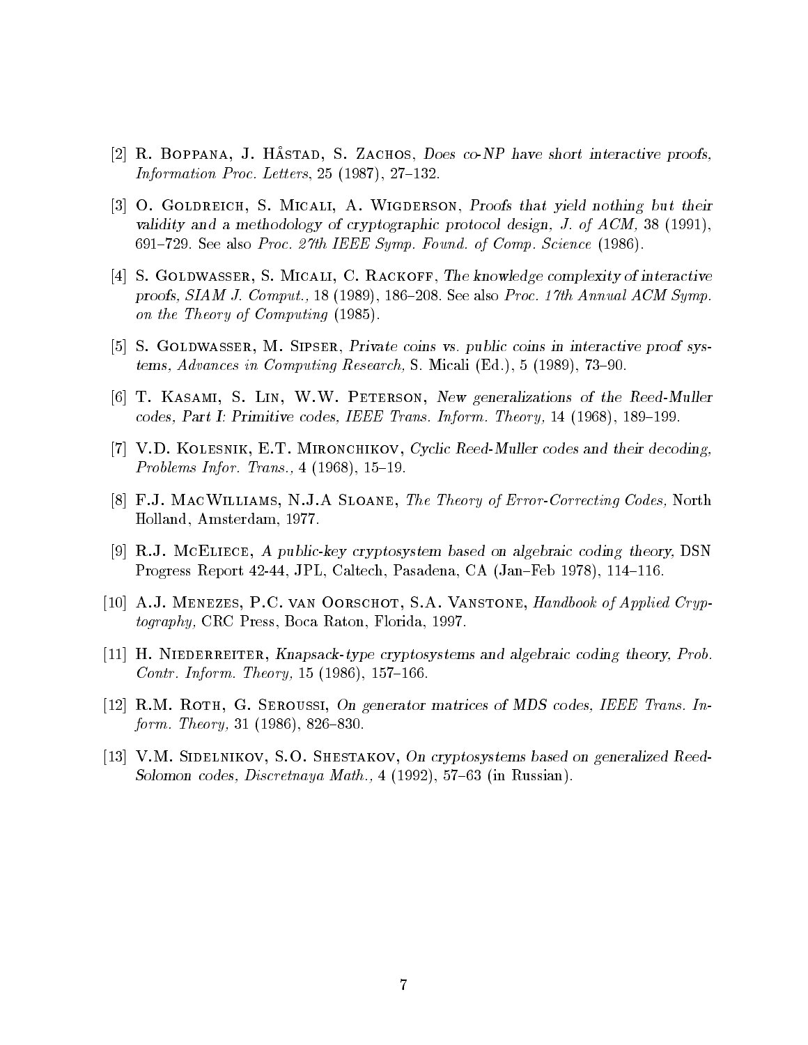[2] R. Boppana, J. Håstad, S. Zachos, *Does co-NP have short interactive proofs, Information Proc. Letters,* 25 (1987), 27–132.

[3] O. Goldreich, S. Micali, A. Wigderson, *Proofs that yield nothing but their validity and a methodology of cryptographic protocol design, J. of ACM,* 38 (1991), 691–729. See also *Proc. 27th IEEE Symp. Found. of Comp. Science* (1986).

[4] S. Goldwasser, S. Micali, C. Rackoff, *The knowledge complexity of interactive proofs, SIAM J. Comput.,* 18 (1989), 186–208. See also *Proc. 17th Annual ACM Symp. on the Theory of Computing* (1985).

[5] S. Goldwasser, M. Sipser, *Private coins vs. public coins in interactive proof systems, Advances in Computing Research,* S. Micali (Ed.), 5 (1989), 73–90.

[6] T. Kasami, S. Lin, W.W. Peterson, *New generalizations of the Reed-Muller codes, Part I: Primitive codes, IEEE Trans. Inform. Theory,* 14 (1968), 189–199.

[7] V.D. Kolesnik, E.T. Mironchikov, *Cyclic Reed-Muller codes and their decoding, Problems Infor. Trans.,* 4 (1968), 15–19.

[8] F.J. MacWilliams, N.J.A Sloane, *The Theory of Error-Correcting Codes,* North Holland, Amsterdam, 1977.

[9] R.J. McEliece, *A public-key cryptosystem based on algebraic coding theory,* DSN Progress Report 42-44, JPL, Caltech, Pasadena, CA (Jan–Feb 1978), 114–116.

[10] A.J. Menezes, P.C. van Oorschot, S.A. Vanstone, *Handbook of Applied Cryptography,* CRC Press, Boca Raton, Florida, 1997.

[11] H. Niederreiter, *Knapsack-type cryptosystems and algebraic coding theory, Prob. Contr. Inform. Theory,* 15 (1986), 157–166.

[12] R.M. Roth, G. Seroussi, *On generator matrices of MDS codes, IEEE Trans. Inform. Theory,* 31 (1986), 826–830.

[13] V.M. Sidelnikov, S.O. Shestakov, *On cryptosystems based on generalized Reed-Solomon codes, Discretnaya Math.,* 4 (1992), 57–63 (in Russian).